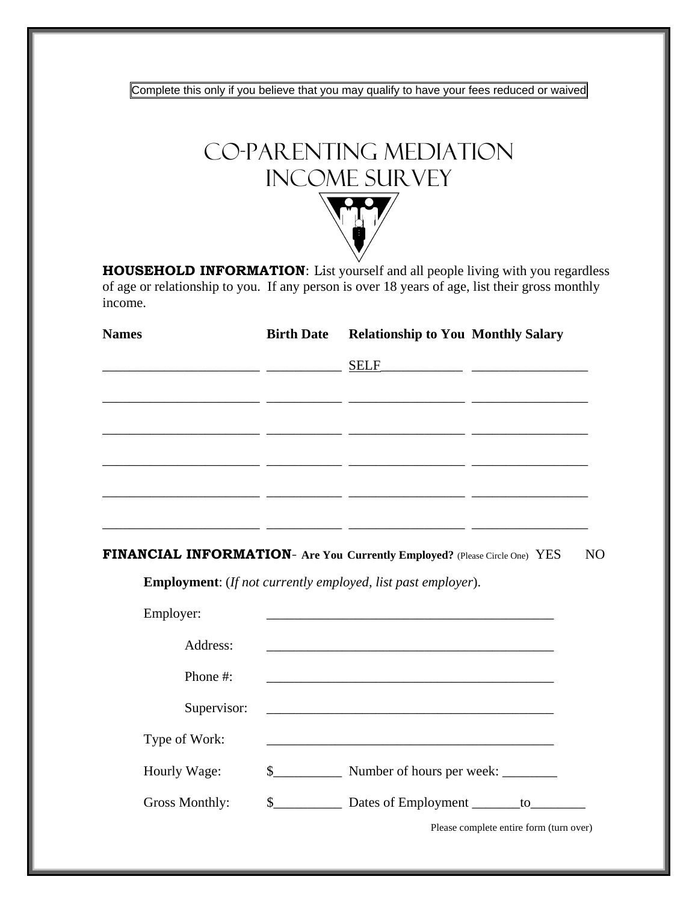Complete this only if you believe that you may qualify to have your fees reduced or waived

# CO-PARENTING MEDIATION INCOME SURVEY

**HOUSEHOLD INFORMATION**: List yourself and all people living with you regardless of age or relationship to you. If any person is over 18 years of age, list their gross monthly income.

| Names | Birth Date | Relationship to You | Monthly Salary |
|---|---|---|---|
| ______________________ | __________ | SELF___________ | ________________ |
| ______________________ | __________ | ________________ | ________________ |
| ______________________ | __________ | ________________ | ________________ |
| ______________________ | __________ | ________________ | ________________ |
| ______________________ | __________ | ________________ | ________________ |
| ______________________ | __________ | ________________ | ________________ |

**FINANCIAL INFORMATION**- **Are You Currently Employed?** (Please Circle One) YES NO

**Employment**: (*If not currently employed, list past employer*).

Employer: ___________________________________________

Address: ___________________________________________

Phone #: ___________________________________________

Supervisor: ___________________________________________

Type of Work: ___________________________________________

Hourly Wage: $__________ Number of hours per week: ________

Gross Monthly: $__________ Dates of Employment _______to________

Please complete entire form (turn over)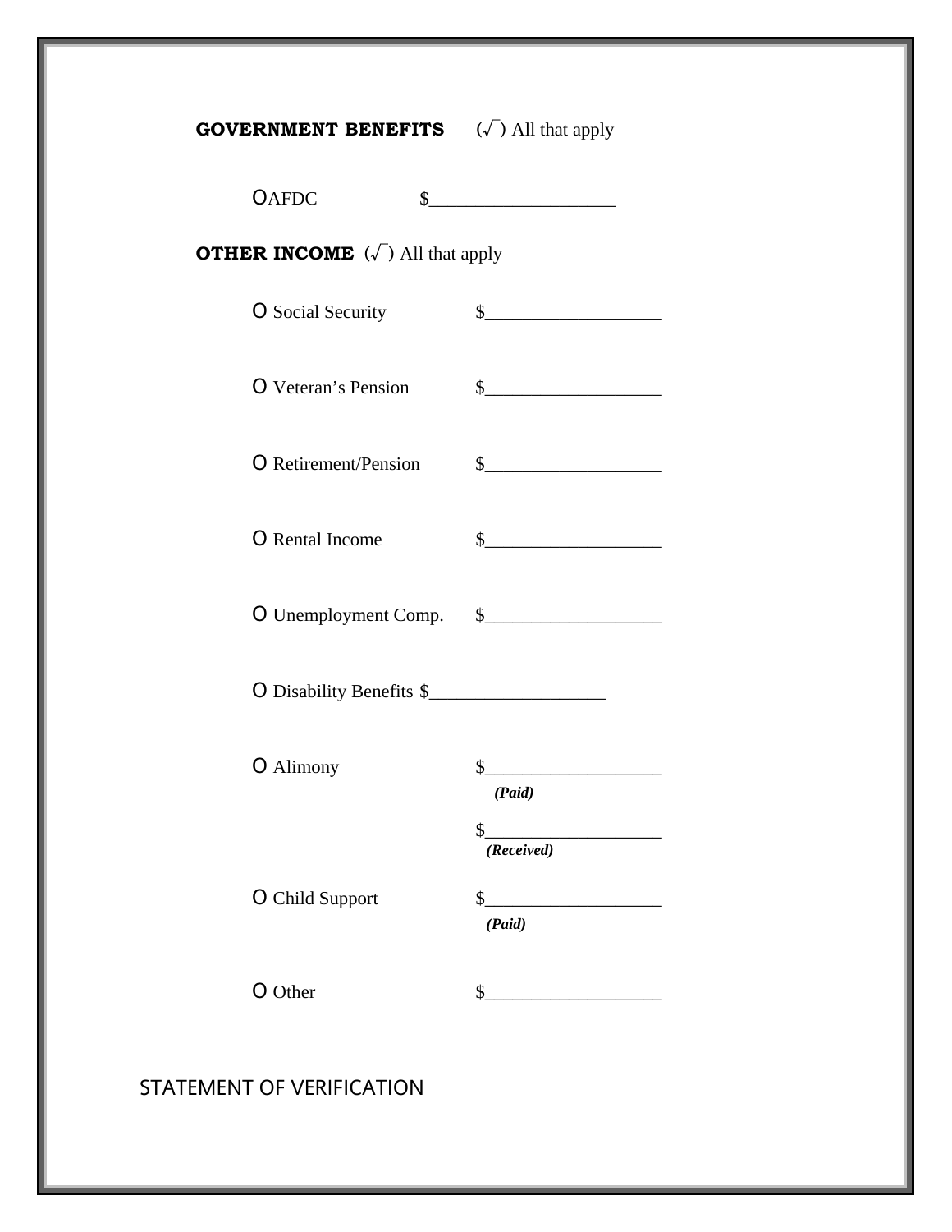**GOVERNMENT BENEFITS** (√) All that apply

O AFDC $___________________

**OTHER INCOME** (√) All that apply

O Social Security $__________________

O Veteran's Pension $__________________

O Retirement/Pension $__________________

O Rental Income $__________________

O Unemployment Comp. $__________________

O Disability Benefits $__________________

O Alimony $__________________
*(Paid)*

$__________________
*(Received)*

O Child Support $__________________
*(Paid)*

O Other $__________________

STATEMENT OF VERIFICATION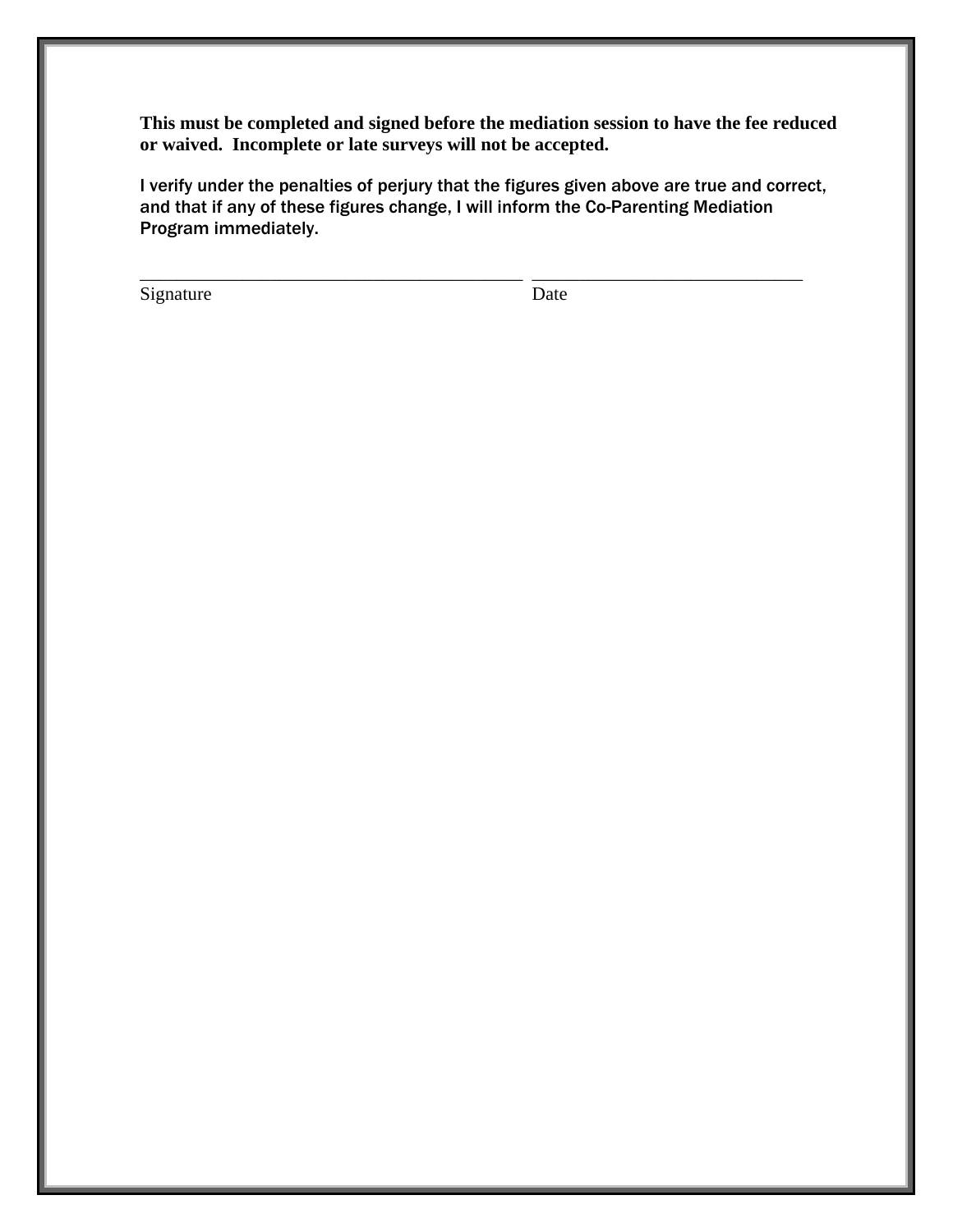**This must be completed and signed before the mediation session to have the fee reduced or waived. Incomplete or late surveys will not be accepted.**

I verify under the penalties of perjury that the figures given above are true and correct, and that if any of these figures change, I will inform the Co-Parenting Mediation Program immediately.

_________________________________________ ______________________________

Signature Date